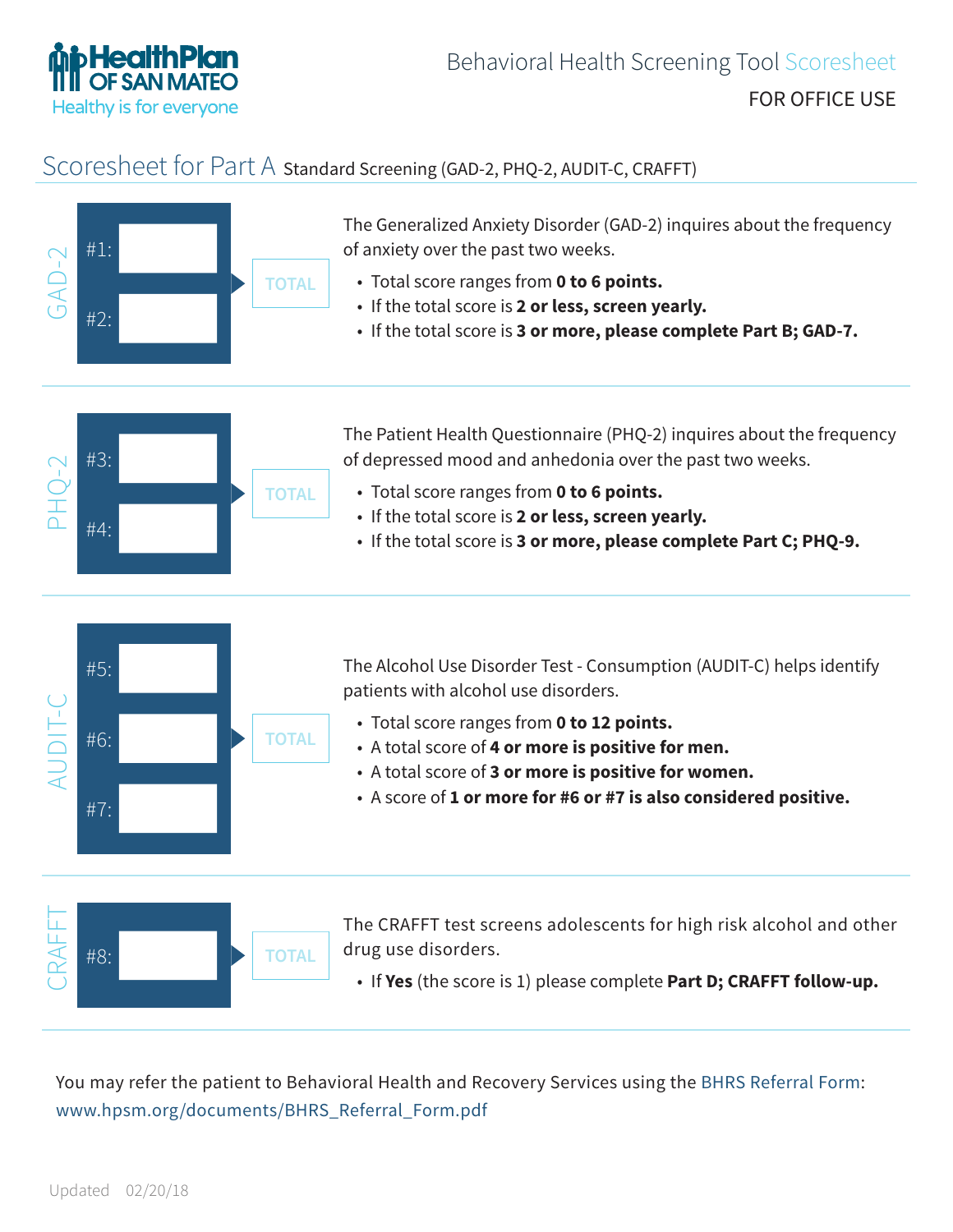HealthPlan OF SAN MATEO
Healthy is for everyone

# Behavioral Health Screening Tool Scoresheet

FOR OFFICE USE

## Scoresheet for Part A Standard Screening (GAD-2, PHQ-2, AUDIT-C, CRAFFT)

### GAD-2

#1:

#2:

TOTAL

The Generalized Anxiety Disorder (GAD-2) inquires about the frequency of anxiety over the past two weeks.

- Total score ranges from **0 to 6 points.**
- If the total score is **2 or less, screen yearly.**
- If the total score is **3 or more, please complete Part B; GAD-7.**

### PHQ-2

#3:

#4:

TOTAL

The Patient Health Questionnaire (PHQ-2) inquires about the frequency of depressed mood and anhedonia over the past two weeks.

- Total score ranges from **0 to 6 points.**
- If the total score is **2 or less, screen yearly.**
- If the total score is **3 or more, please complete Part C; PHQ-9.**

### AUDIT-C

#5:

#6:

#7:

TOTAL

The Alcohol Use Disorder Test - Consumption (AUDIT-C) helps identify patients with alcohol use disorders.

- Total score ranges from **0 to 12 points.**
- A total score of **4 or more is positive for men.**
- A total score of **3 or more is positive for women.**
- A score of **1 or more for #6 or #7 is also considered positive.**

### CRAFFT

#8:

TOTAL

The CRAFFT test screens adolescents for high risk alcohol and other drug use disorders.

- If **Yes** (the score is 1) please complete **Part D; CRAFFT follow-up.**

You may refer the patient to Behavioral Health and Recovery Services using the BHRS Referral Form: www.hpsm.org/documents/BHRS_Referral_Form.pdf

Updated 02/20/18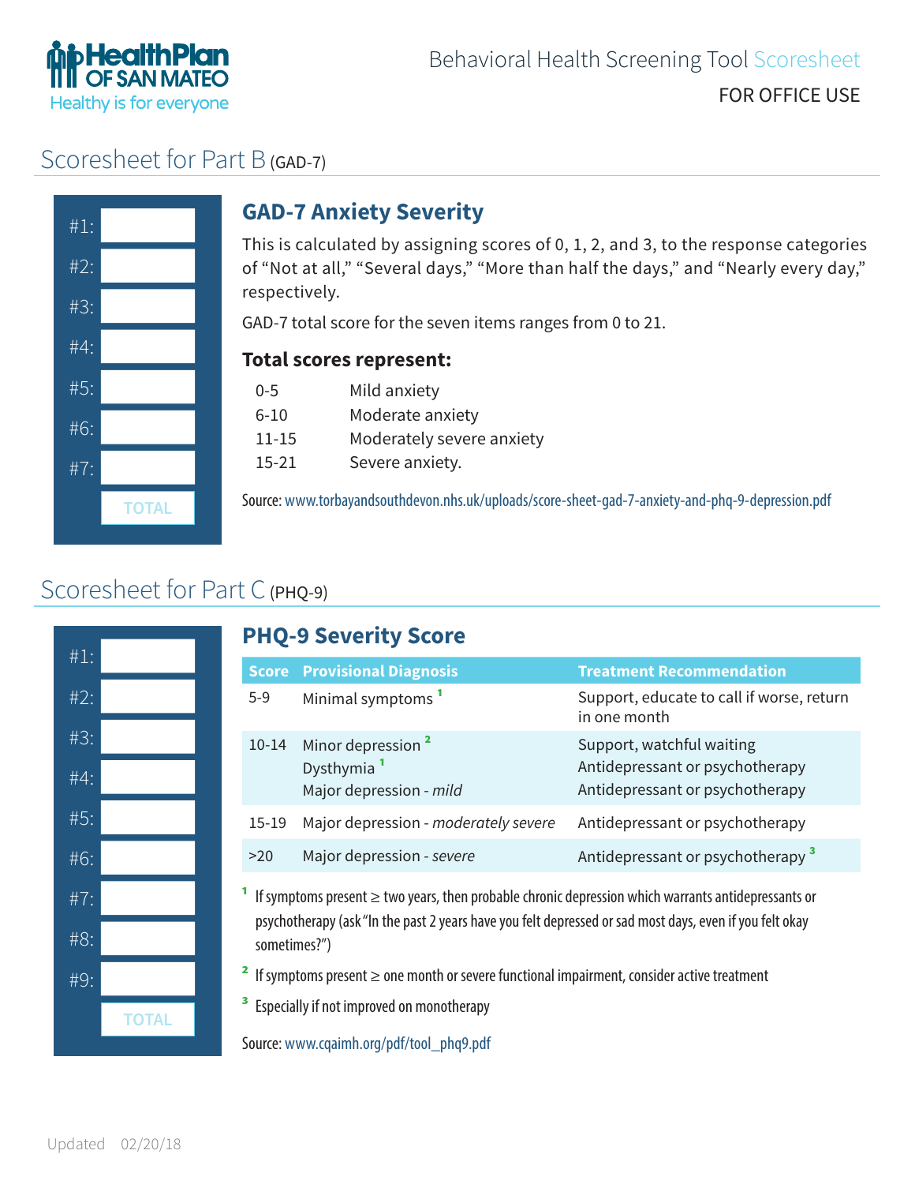Behavioral Health Screening Tool Scoresheet

FOR OFFICE USE

## Scoresheet for Part B (GAD-7)

| | |
|---|---|
| #1: | |
| #2: | |
| #3: | |
| #4: | |
| #5: | |
| #6: | |
| #7: | |
| TOTAL | |

### GAD-7 Anxiety Severity

This is calculated by assigning scores of 0, 1, 2, and 3, to the response categories of "Not at all," "Several days," "More than half the days," and "Nearly every day," respectively.

GAD-7 total score for the seven items ranges from 0 to 21.

**Total scores represent:**

| | |
|---|---|
| 0-5 | Mild anxiety |
| 6-10 | Moderate anxiety |
| 11-15 | Moderately severe anxiety |
| 15-21 | Severe anxiety. |

Source: www.torbayandsouthdevon.nhs.uk/uploads/score-sheet-gad-7-anxiety-and-phq-9-depression.pdf

## Scoresheet for Part C (PHQ-9)

| | |
|---|---|
| #1: | |
| #2: | |
| #3: | |
| #4: | |
| #5: | |
| #6: | |
| #7: | |
| #8: | |
| #9: | |
| TOTAL | |

### PHQ-9 Severity Score

| Score | Provisional Diagnosis | Treatment Recommendation |
|---|---|---|
| 5-9 | Minimal symptoms [1] | Support, educate to call if worse, return in one month |
| 10-14 | Minor depression [2]<br>Dysthymia [1]<br>Major depression - *mild* | Support, watchful waiting<br>Antidepressant or psychotherapy<br>Antidepressant or psychotherapy |
| 15-19 | Major depression - *moderately severe* | Antidepressant or psychotherapy |
| >20 | Major depression - *severe* | Antidepressant or psychotherapy [3] |

[1] If symptoms present ≥ two years, then probable chronic depression which warrants antidepressants or psychotherapy (ask "In the past 2 years have you felt depressed or sad most days, even if you felt okay sometimes?")

[2] If symptoms present ≥ one month or severe functional impairment, consider active treatment

[3] Especially if not improved on monotherapy

Source: www.cqaimh.org/pdf/tool_phq9.pdf

Updated 02/20/18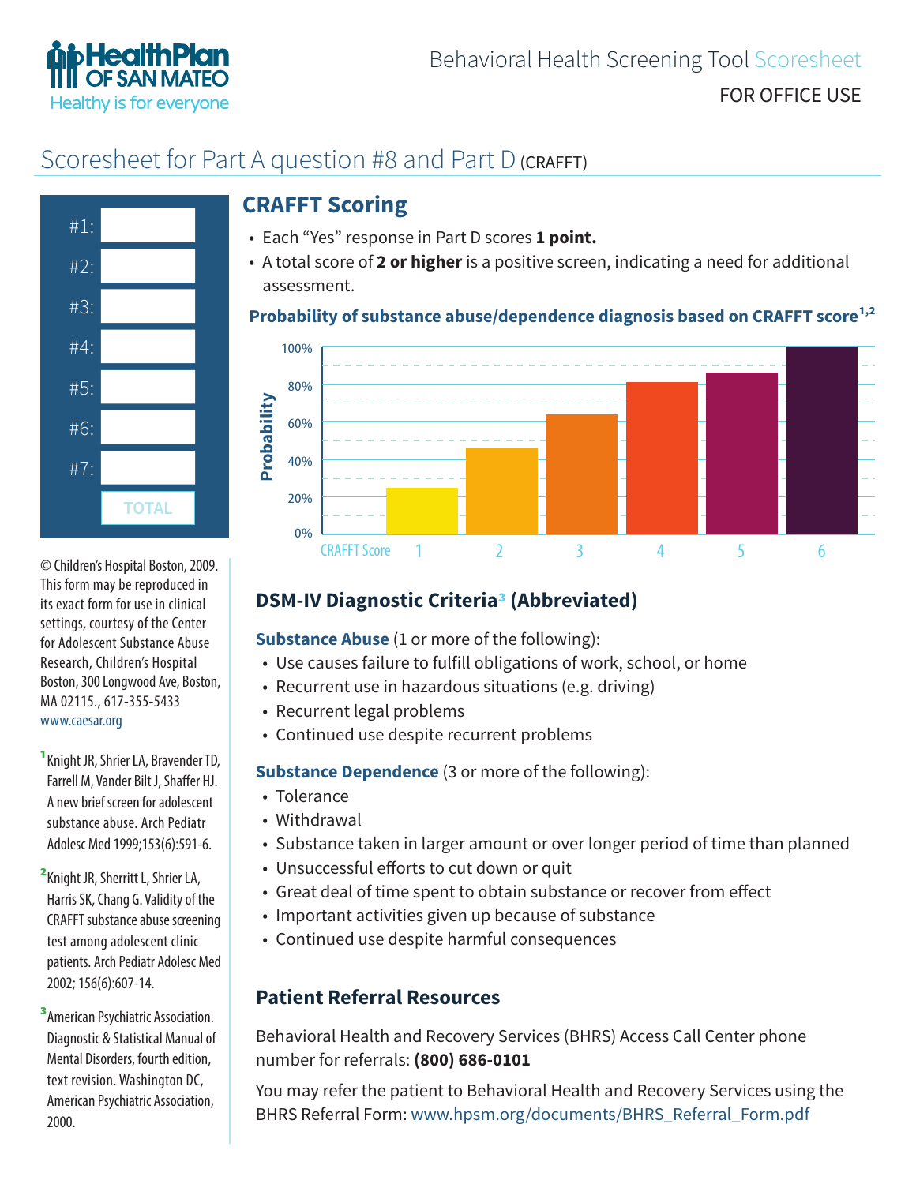Behavioral Health Screening Tool Scoresheet

FOR OFFICE USE

# Scoresheet for Part A question #8 and Part D (CRAFFT)

#1:

#2:

#3:

#4:

#5:

#6:

#7:

TOTAL

© Children's Hospital Boston, 2009. This form may be reproduced in its exact form for use in clinical settings, courtesy of the Center for Adolescent Substance Abuse Research, Children's Hospital Boston, 300 Longwood Ave, Boston, MA 02115., 617-355-5433 www.caesar.org

[1] Knight JR, Shrier LA, Bravender TD, Farrell M, Vander Bilt J, Shaffer HJ. A new brief screen for adolescent substance abuse. Arch Pediatr Adolesc Med 1999;153(6):591-6.

[2] Knight JR, Sherritt L, Shrier LA, Harris SK, Chang G. Validity of the CRAFFT substance abuse screening test among adolescent clinic patients. Arch Pediatr Adolesc Med 2002; 156(6):607-14.

[3] American Psychiatric Association. Diagnostic & Statistical Manual of Mental Disorders, fourth edition, text revision. Washington DC, American Psychiatric Association, 2000.

## CRAFFT Scoring

- Each "Yes" response in Part D scores **1 point.**
- A total score of **2 or higher** is a positive screen, indicating a need for additional assessment.

**Probability of substance abuse/dependence diagnosis based on CRAFFT score[1,2]**

Probability

100%
80%
60%
40%
20%
0%

CRAFFT Score 1 2 3 4 5 6

## DSM-IV Diagnostic Criteria[3] (Abbreviated)

**Substance Abuse** (1 or more of the following):

- Use causes failure to fulfill obligations of work, school, or home
- Recurrent use in hazardous situations (e.g. driving)
- Recurrent legal problems
- Continued use despite recurrent problems

**Substance Dependence** (3 or more of the following):

- Tolerance
- Withdrawal
- Substance taken in larger amount or over longer period of time than planned
- Unsuccessful efforts to cut down or quit
- Great deal of time spent to obtain substance or recover from effect
- Important activities given up because of substance
- Continued use despite harmful consequences

## Patient Referral Resources

Behavioral Health and Recovery Services (BHRS) Access Call Center phone number for referrals: **(800) 686-0101**

You may refer the patient to Behavioral Health and Recovery Services using the BHRS Referral Form: www.hpsm.org/documents/BHRS_Referral_Form.pdf